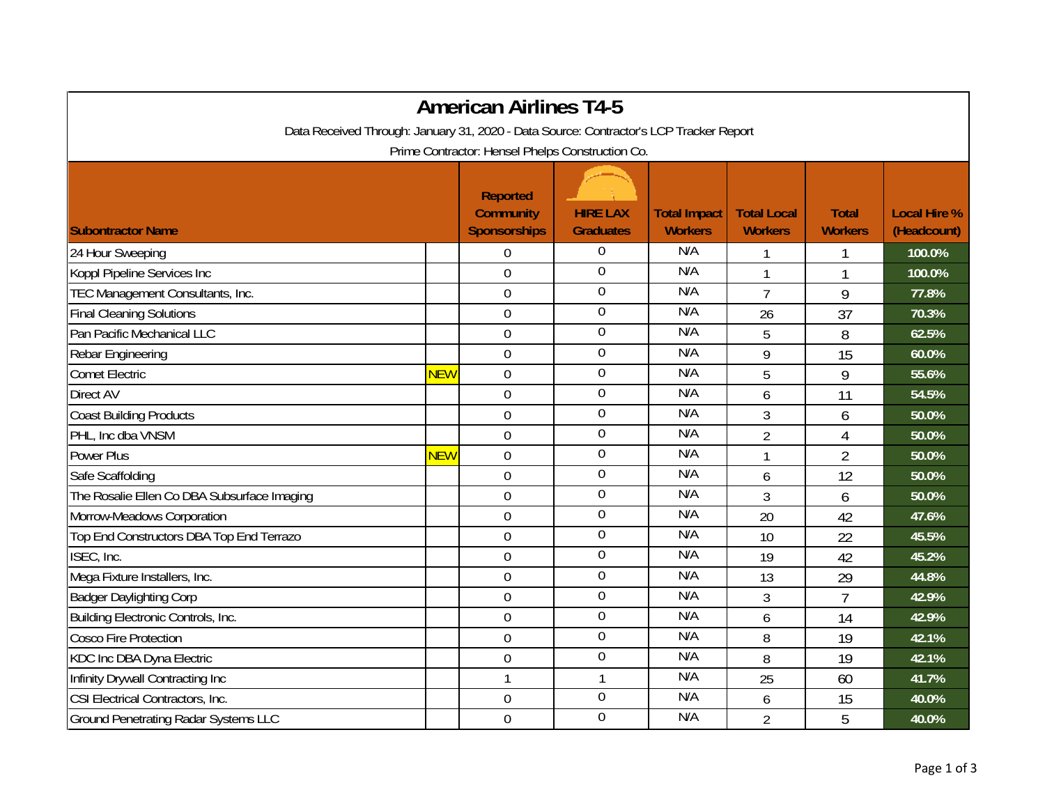# American Airlines T4-5

Data Received Through: January 31, 2020 - Data Source: Contractor's LCP Tracker Report

Prime Contractor: Hensel Phelps Construction Co.

| Subcontractor Name | | Reported Community Sponsorships | HIRE LAX Graduates | Total Impact Workers | Total Local Workers | Total Workers | Local Hire % (Headcount) |
|---|---|---|---|---|---|---|---|
| 24 Hour Sweeping | | 0 | 0 | N/A | 1 | 1 | 100.0% |
| Koppl Pipeline Services Inc | | 0 | 0 | N/A | 1 | 1 | 100.0% |
| TEC Management Consultants, Inc. | | 0 | 0 | N/A | 7 | 9 | 77.8% |
| Final Cleaning Solutions | | 0 | 0 | N/A | 26 | 37 | 70.3% |
| Pan Pacific Mechanical LLC | | 0 | 0 | N/A | 5 | 8 | 62.5% |
| Rebar Engineering | | 0 | 0 | N/A | 9 | 15 | 60.0% |
| Comet Electric | NEW | 0 | 0 | N/A | 5 | 9 | 55.6% |
| Direct AV | | 0 | 0 | N/A | 6 | 11 | 54.5% |
| Coast Building Products | | 0 | 0 | N/A | 3 | 6 | 50.0% |
| PHL, Inc dba VNSM | | 0 | 0 | N/A | 2 | 4 | 50.0% |
| Power Plus | NEW | 0 | 0 | N/A | 1 | 2 | 50.0% |
| Safe Scaffolding | | 0 | 0 | N/A | 6 | 12 | 50.0% |
| The Rosalie Ellen Co DBA Subsurface Imaging | | 0 | 0 | N/A | 3 | 6 | 50.0% |
| Morrow-Meadows Corporation | | 0 | 0 | N/A | 20 | 42 | 47.6% |
| Top End Constructors DBA Top End Terrazo | | 0 | 0 | N/A | 10 | 22 | 45.5% |
| ISEC, Inc. | | 0 | 0 | N/A | 19 | 42 | 45.2% |
| Mega Fixture Installers, Inc. | | 0 | 0 | N/A | 13 | 29 | 44.8% |
| Badger Daylighting Corp | | 0 | 0 | N/A | 3 | 7 | 42.9% |
| Building Electronic Controls, Inc. | | 0 | 0 | N/A | 6 | 14 | 42.9% |
| Cosco Fire Protection | | 0 | 0 | N/A | 8 | 19 | 42.1% |
| KDC Inc DBA Dyna Electric | | 0 | 0 | N/A | 8 | 19 | 42.1% |
| Infinity Drywall Contracting Inc | | 1 | 1 | N/A | 25 | 60 | 41.7% |
| CSI Electrical Contractors, Inc. | | 0 | 0 | N/A | 6 | 15 | 40.0% |
| Ground Penetrating Radar Systems LLC | | 0 | 0 | N/A | 2 | 5 | 40.0% |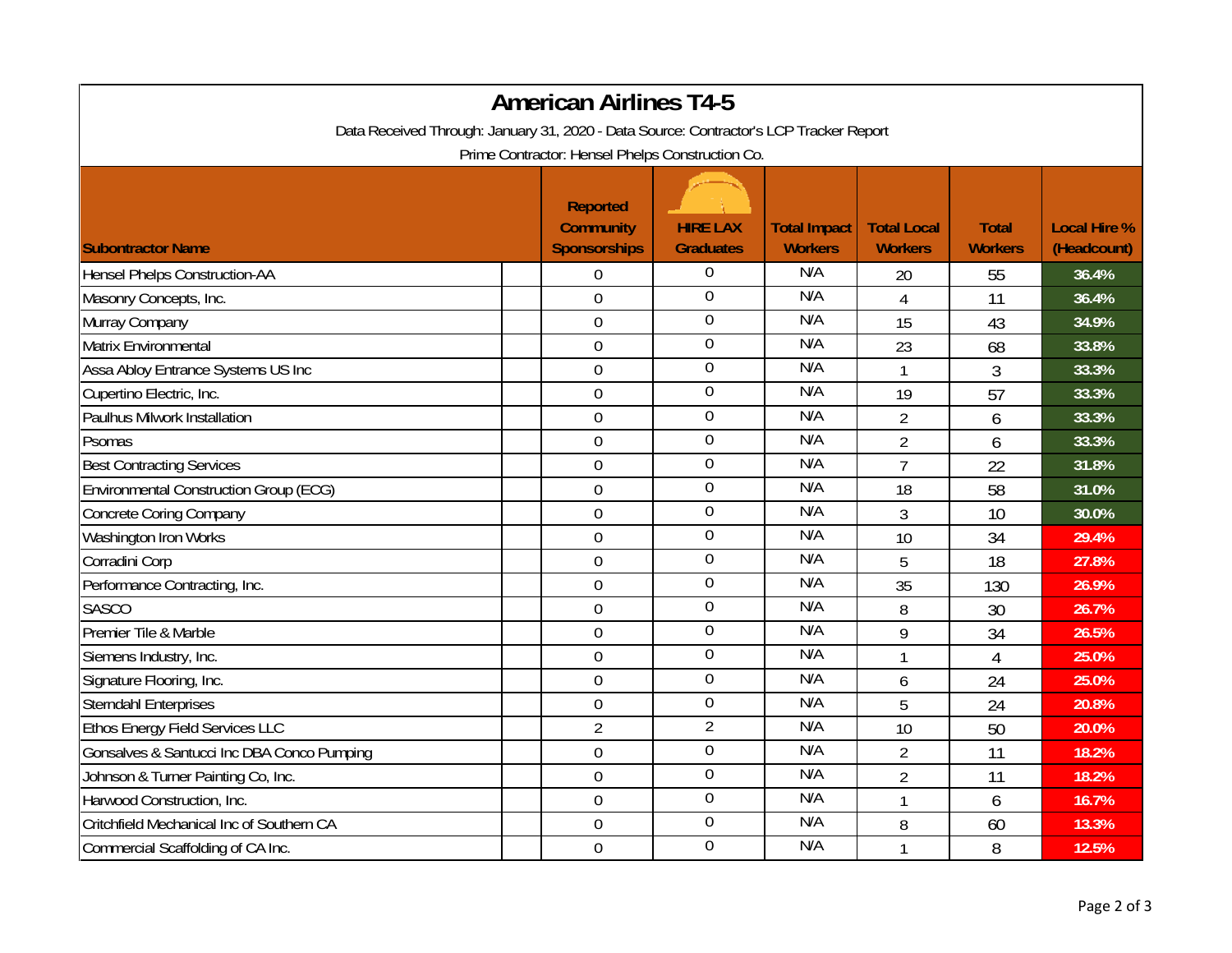# American Airlines T4-5

Data Received Through: January 31, 2020 - Data Source: Contractor's LCP Tracker Report

Prime Contractor: Hensel Phelps Construction Co.

| Subcontractor Name | Reported Community Sponsorships | HIRE LAX Graduates | Total Impact Workers | Total Local Workers | Total Workers | Local Hire % (Headcount) |
|---|---|---|---|---|---|---|
| Hensel Phelps Construction-AA | 0 | 0 | N/A | 20 | 55 | 36.4% |
| Masonry Concepts, Inc. | 0 | 0 | N/A | 4 | 11 | 36.4% |
| Murray Company | 0 | 0 | N/A | 15 | 43 | 34.9% |
| Matrix Environmental | 0 | 0 | N/A | 23 | 68 | 33.8% |
| Assa Abloy Entrance Systems US Inc | 0 | 0 | N/A | 1 | 3 | 33.3% |
| Cupertino Electric, Inc. | 0 | 0 | N/A | 19 | 57 | 33.3% |
| Paulhus Milwork Installation | 0 | 0 | N/A | 2 | 6 | 33.3% |
| Psomas | 0 | 0 | N/A | 2 | 6 | 33.3% |
| Best Contracting Services | 0 | 0 | N/A | 7 | 22 | 31.8% |
| Environmental Construction Group (ECG) | 0 | 0 | N/A | 18 | 58 | 31.0% |
| Concrete Coring Company | 0 | 0 | N/A | 3 | 10 | 30.0% |
| Washington Iron Works | 0 | 0 | N/A | 10 | 34 | 29.4% |
| Corradini Corp | 0 | 0 | N/A | 5 | 18 | 27.8% |
| Performance Contracting, Inc. | 0 | 0 | N/A | 35 | 130 | 26.9% |
| SASCO | 0 | 0 | N/A | 8 | 30 | 26.7% |
| Premier Tile & Marble | 0 | 0 | N/A | 9 | 34 | 26.5% |
| Siemens Industry, Inc. | 0 | 0 | N/A | 1 | 4 | 25.0% |
| Signature Flooring, Inc. | 0 | 0 | N/A | 6 | 24 | 25.0% |
| Sterndahl Enterprises | 0 | 0 | N/A | 5 | 24 | 20.8% |
| Ethos Energy Field Services LLC | 2 | 2 | N/A | 10 | 50 | 20.0% |
| Gonsalves & Santucci Inc DBA Conco Pumping | 0 | 0 | N/A | 2 | 11 | 18.2% |
| Johnson & Turner Painting Co, Inc. | 0 | 0 | N/A | 2 | 11 | 18.2% |
| Harwood Construction, Inc. | 0 | 0 | N/A | 1 | 6 | 16.7% |
| Critchfield Mechanical Inc of Southern CA | 0 | 0 | N/A | 8 | 60 | 13.3% |
| Commercial Scaffolding of CA Inc. | 0 | 0 | N/A | 1 | 8 | 12.5% |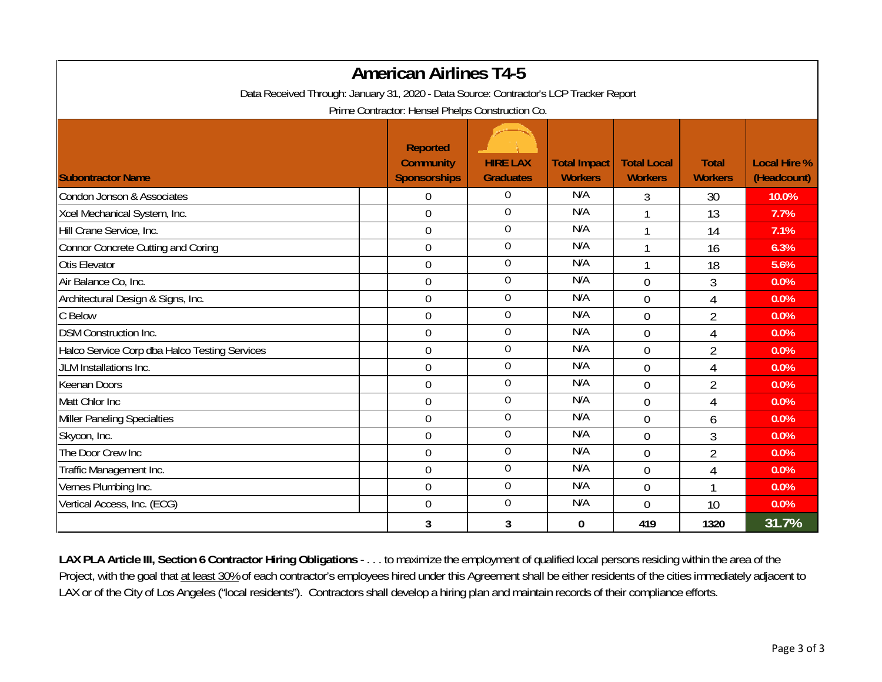# American Airlines T4-5

Data Received Through: January 31, 2020 - Data Source: Contractor's LCP Tracker Report

Prime Contractor: Hensel Phelps Construction Co.

| Subcontractor Name | Reported Community Sponsorships | HIRE LAX Graduates | Total Impact Workers | Total Local Workers | Total Workers | Local Hire % (Headcount) |
|---|---|---|---|---|---|---|
| Condon Jonson & Associates | 0 | 0 | N/A | 3 | 30 | 10.0% |
| Xcel Mechanical System, Inc. | 0 | 0 | N/A | 1 | 13 | 7.7% |
| Hill Crane Service, Inc. | 0 | 0 | N/A | 1 | 14 | 7.1% |
| Connor Concrete Cutting and Coring | 0 | 0 | N/A | 1 | 16 | 6.3% |
| Otis Elevator | 0 | 0 | N/A | 1 | 18 | 5.6% |
| Air Balance Co, Inc. | 0 | 0 | N/A | 0 | 3 | 0.0% |
| Architectural Design & Signs, Inc. | 0 | 0 | N/A | 0 | 4 | 0.0% |
| C Below | 0 | 0 | N/A | 0 | 2 | 0.0% |
| DSM Construction Inc. | 0 | 0 | N/A | 0 | 4 | 0.0% |
| Halco Service Corp dba Halco Testing Services | 0 | 0 | N/A | 0 | 2 | 0.0% |
| JLM Installations Inc. | 0 | 0 | N/A | 0 | 4 | 0.0% |
| Keenan Doors | 0 | 0 | N/A | 0 | 2 | 0.0% |
| Matt Chlor Inc | 0 | 0 | N/A | 0 | 4 | 0.0% |
| Miller Paneling Specialties | 0 | 0 | N/A | 0 | 6 | 0.0% |
| Skycon, Inc. | 0 | 0 | N/A | 0 | 3 | 0.0% |
| The Door Crew Inc | 0 | 0 | N/A | 0 | 2 | 0.0% |
| Traffic Management Inc. | 0 | 0 | N/A | 0 | 4 | 0.0% |
| Vernes Plumbing Inc. | 0 | 0 | N/A | 0 | 1 | 0.0% |
| Vertical Access, Inc. (ECG) | 0 | 0 | N/A | 0 | 10 | 0.0% |
| | **3** | **3** | **0** | **419** | **1320** | **31.7%** |

**LAX PLA Article III, Section 6 Contractor Hiring Obligations** - . . . to maximize the employment of qualified local persons residing within the area of the Project, with the goal that at least 30% of each contractor's employees hired under this Agreement shall be either residents of the cities immediately adjacent to LAX or of the City of Los Angeles ("local residents"). Contractors shall develop a hiring plan and maintain records of their compliance efforts.